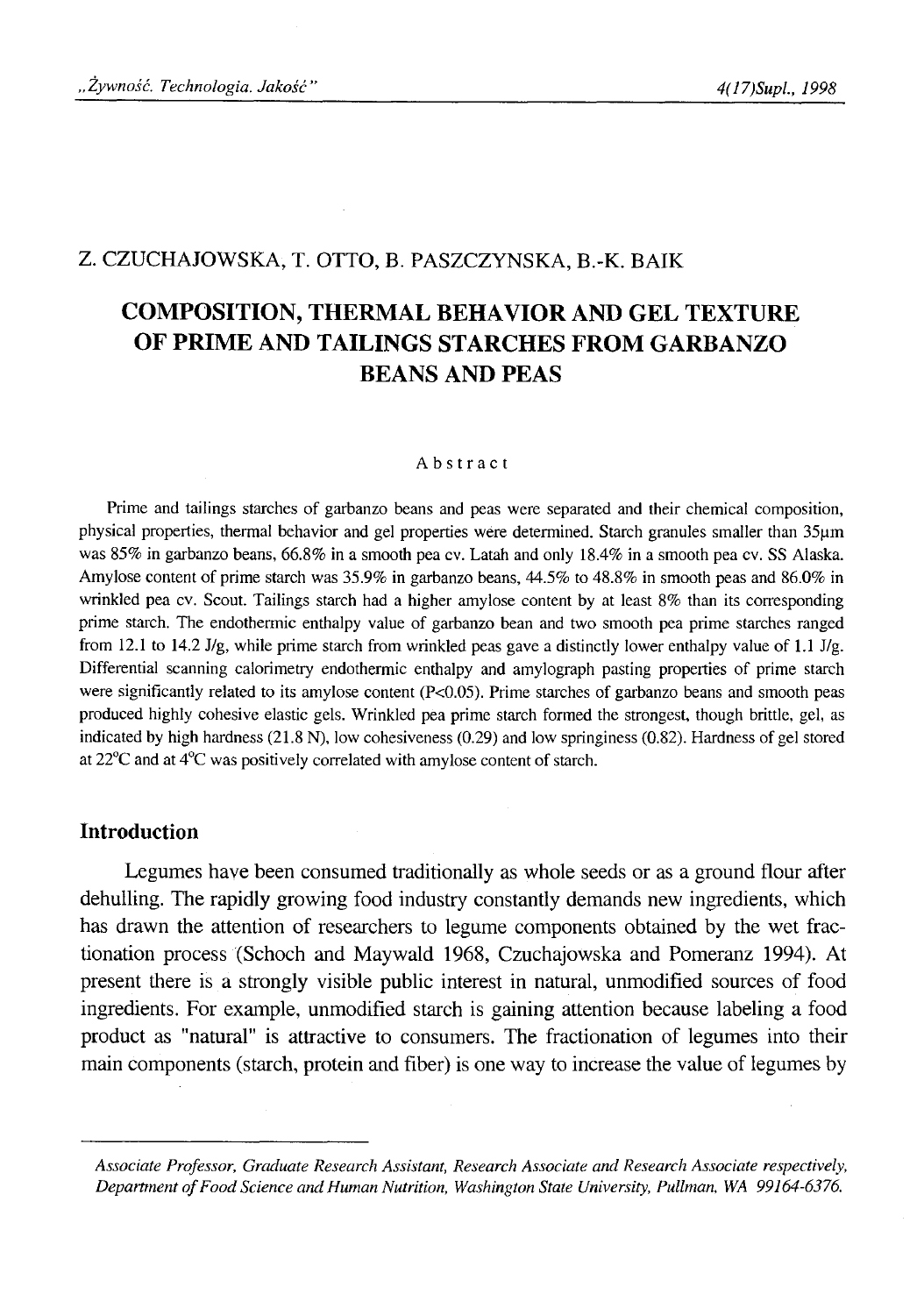Z. CZUCHAJOWSKA, T. OTTO, B. PASZCZYNSKA, B.-K. BAIK

# COMPOSITION, THERMAL BEHAVIOR AND GEL TEXTURE OF PRIME AND TAILINGS STARCHES FROM GARBANZO BEANS AND PEAS

### Abstract

Prime and tailings starches of garbanzo beans and peas were separated and their chemical composition, physical properties, thermal behavior and gel properties were determined. Starch granules smaller than 35μm was 85% in garbanzo beans, 66.8% in a smooth pea cv. Latah and only 18.4% in a smooth pea cv. SS Alaska. Amylose content of prime starch was 35.9% in garbanzo beans, 44.5% to 48.8% in smooth peas and 86.0% in wrinkled pea cv. Scout. Tailings starch had a higher amylose content by at least 8% than its corresponding prime starch. The endothermic enthalpy value of garbanzo bean and two smooth pea prime starches ranged from 12.1 to 14.2 J/g, while prime starch from wrinkled peas gave a distinctly lower enthalpy value of 1.1 J/g. Differential scanning calorimetry endothermic enthalpy and amylograph pasting properties of prime starch were significantly related to its amylose content ($P<0.05$). Prime starches of garbanzo beans and smooth peas produced highly cohesive elastic gels. Wrinkled pea prime starch formed the strongest, though brittle, gel, as indicated by high hardness (21.8 N), low cohesiveness (0.29) and low springiness (0.82). Hardness of gel stored at 22°C and at 4°C was positively correlated with amylose content of starch.

## Introduction

Legumes have been consumed traditionally as whole seeds or as a ground flour after dehulling. The rapidly growing food industry constantly demands new ingredients, which has drawn the attention of researchers to legume components obtained by the wet fractionation process (Schoch and Maywald 1968, Czuchajowska and Pomeranz 1994). At present there is a strongly visible public interest in natural, unmodified sources of food ingredients. For example, unmodified starch is gaining attention because labeling a food product as "natural" is attractive to consumers. The fractionation of legumes into their main components (starch, protein and fiber) is one way to increase the value of legumes by

---

*Associate Professor, Graduate Research Assistant, Research Associate and Research Associate respectively, Department of Food Science and Human Nutrition, Washington State University, Pullman, WA 99164-6376.*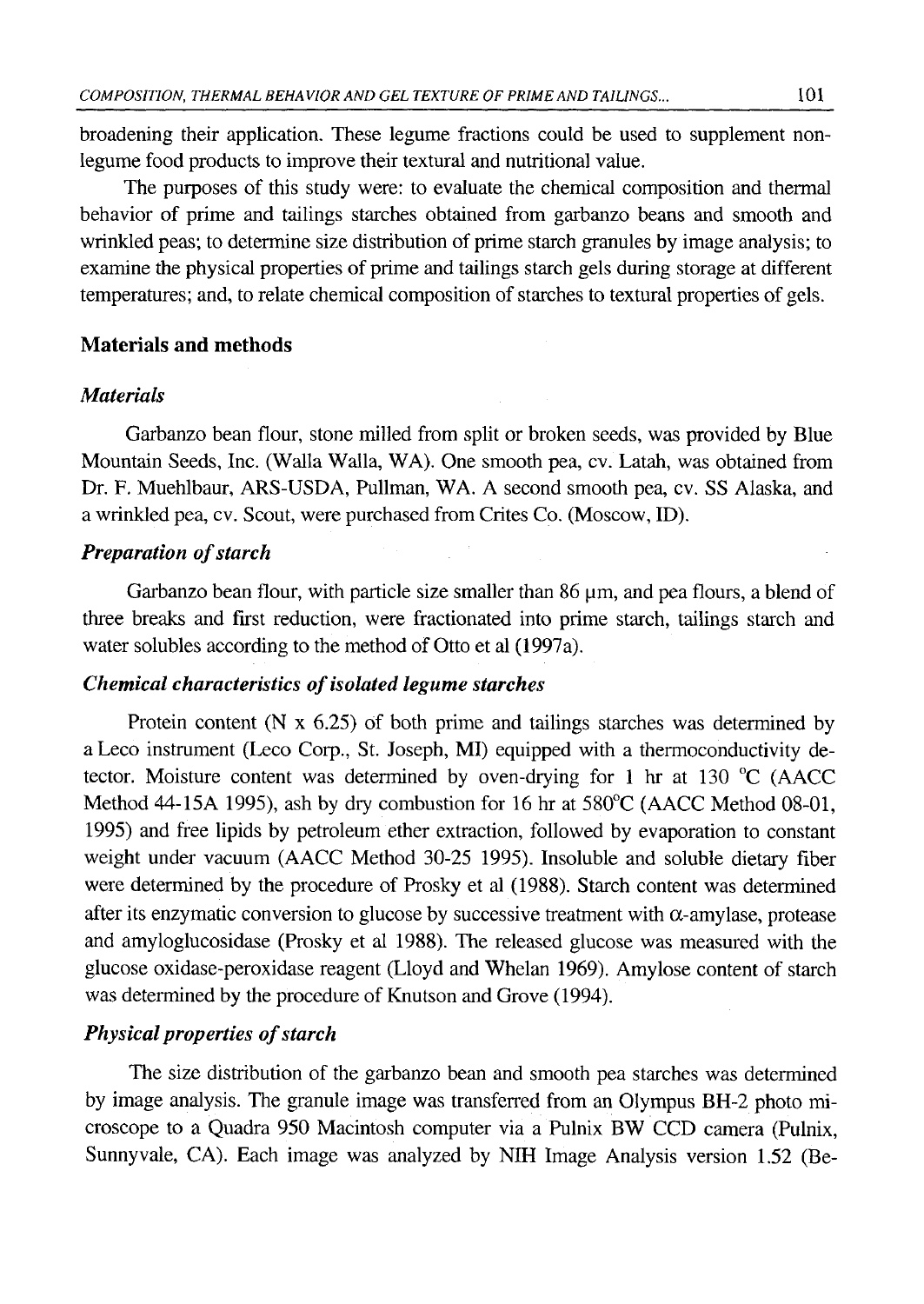broadening their application. These legume fractions could be used to supplement non-legume food products to improve their textural and nutritional value.

The purposes of this study were: to evaluate the chemical composition and thermal behavior of prime and tailings starches obtained from garbanzo beans and smooth and wrinkled peas; to determine size distribution of prime starch granules by image analysis; to examine the physical properties of prime and tailings starch gels during storage at different temperatures; and, to relate chemical composition of starches to textural properties of gels.

## Materials and methods

### *Materials*

Garbanzo bean flour, stone milled from split or broken seeds, was provided by Blue Mountain Seeds, Inc. (Walla Walla, WA). One smooth pea, cv. Latah, was obtained from Dr. F. Muehlbaur, ARS-USDA, Pullman, WA. A second smooth pea, cv. SS Alaska, and a wrinkled pea, cv. Scout, were purchased from Crites Co. (Moscow, ID).

### *Preparation of starch*

Garbanzo bean flour, with particle size smaller than 86 μm, and pea flours, a blend of three breaks and first reduction, were fractionated into prime starch, tailings starch and water solubles according to the method of Otto et al (1997a).

### *Chemical characteristics of isolated legume starches*

Protein content (N x 6.25) of both prime and tailings starches was determined by a Leco instrument (Leco Corp., St. Joseph, MI) equipped with a thermoconductivity detector. Moisture content was determined by oven-drying for 1 hr at 130 °C (AACC Method 44-15A 1995), ash by dry combustion for 16 hr at 580°C (AACC Method 08-01, 1995) and free lipids by petroleum ether extraction, followed by evaporation to constant weight under vacuum (AACC Method 30-25 1995). Insoluble and soluble dietary fiber were determined by the procedure of Prosky et al (1988). Starch content was determined after its enzymatic conversion to glucose by successive treatment with α-amylase, protease and amyloglucosidase (Prosky et al 1988). The released glucose was measured with the glucose oxidase-peroxidase reagent (Lloyd and Whelan 1969). Amylose content of starch was determined by the procedure of Knutson and Grove (1994).

### *Physical properties of starch*

The size distribution of the garbanzo bean and smooth pea starches was determined by image analysis. The granule image was transferred from an Olympus BH-2 photo microscope to a Quadra 950 Macintosh computer via a Pulnix BW CCD camera (Pulnix, Sunnyvale, CA). Each image was analyzed by NIH Image Analysis version 1.52 (Be-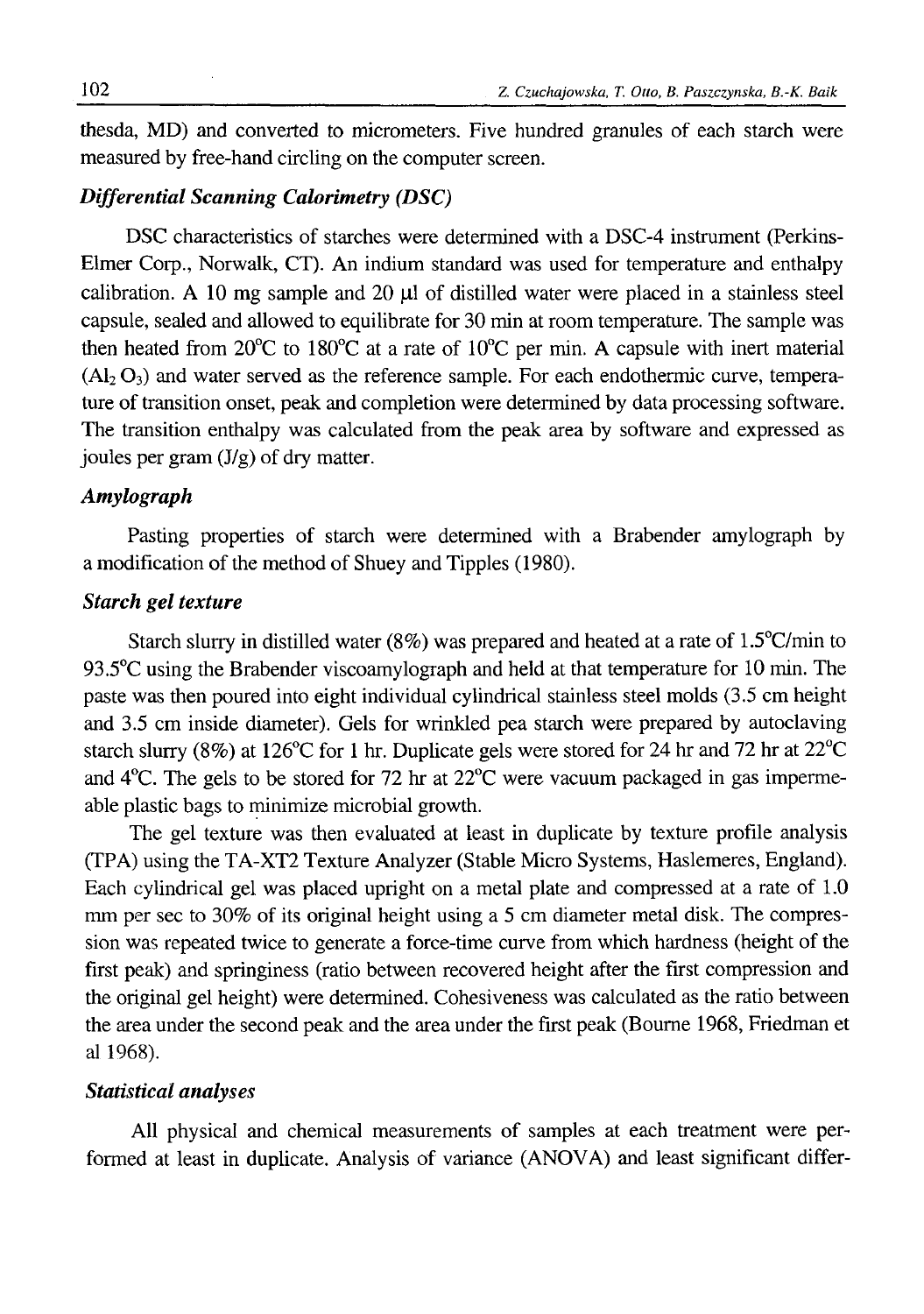thesda, MD) and converted to micrometers. Five hundred granules of each starch were measured by free-hand circling on the computer screen.

### *Differential Scanning Calorimetry (DSC)*

DSC characteristics of starches were determined with a DSC-4 instrument (Perkins-Elmer Corp., Norwalk, CT). An indium standard was used for temperature and enthalpy calibration. A 10 mg sample and 20 μl of distilled water were placed in a stainless steel capsule, sealed and allowed to equilibrate for 30 min at room temperature. The sample was then heated from 20°C to 180°C at a rate of 10°C per min. A capsule with inert material ($Al_2O_3$) and water served as the reference sample. For each endothermic curve, temperature of transition onset, peak and completion were determined by data processing software. The transition enthalpy was calculated from the peak area by software and expressed as joules per gram (J/g) of dry matter.

### *Amylograph*

Pasting properties of starch were determined with a Brabender amylograph by a modification of the method of Shuey and Tipples (1980).

### *Starch gel texture*

Starch slurry in distilled water (8%) was prepared and heated at a rate of 1.5°C/min to 93.5°C using the Brabender viscoamylograph and held at that temperature for 10 min. The paste was then poured into eight individual cylindrical stainless steel molds (3.5 cm height and 3.5 cm inside diameter). Gels for wrinkled pea starch were prepared by autoclaving starch slurry (8%) at 126°C for 1 hr. Duplicate gels were stored for 24 hr and 72 hr at 22°C and 4°C. The gels to be stored for 72 hr at 22°C were vacuum packaged in gas impermeable plastic bags to minimize microbial growth.

The gel texture was then evaluated at least in duplicate by texture profile analysis (TPA) using the TA-XT2 Texture Analyzer (Stable Micro Systems, Haslemeres, England). Each cylindrical gel was placed upright on a metal plate and compressed at a rate of 1.0 mm per sec to 30% of its original height using a 5 cm diameter metal disk. The compression was repeated twice to generate a force-time curve from which hardness (height of the first peak) and springiness (ratio between recovered height after the first compression and the original gel height) were determined. Cohesiveness was calculated as the ratio between the area under the second peak and the area under the first peak (Bourne 1968, Friedman et al 1968).

### *Statistical analyses*

All physical and chemical measurements of samples at each treatment were performed at least in duplicate. Analysis of variance (ANOVA) and least significant differ-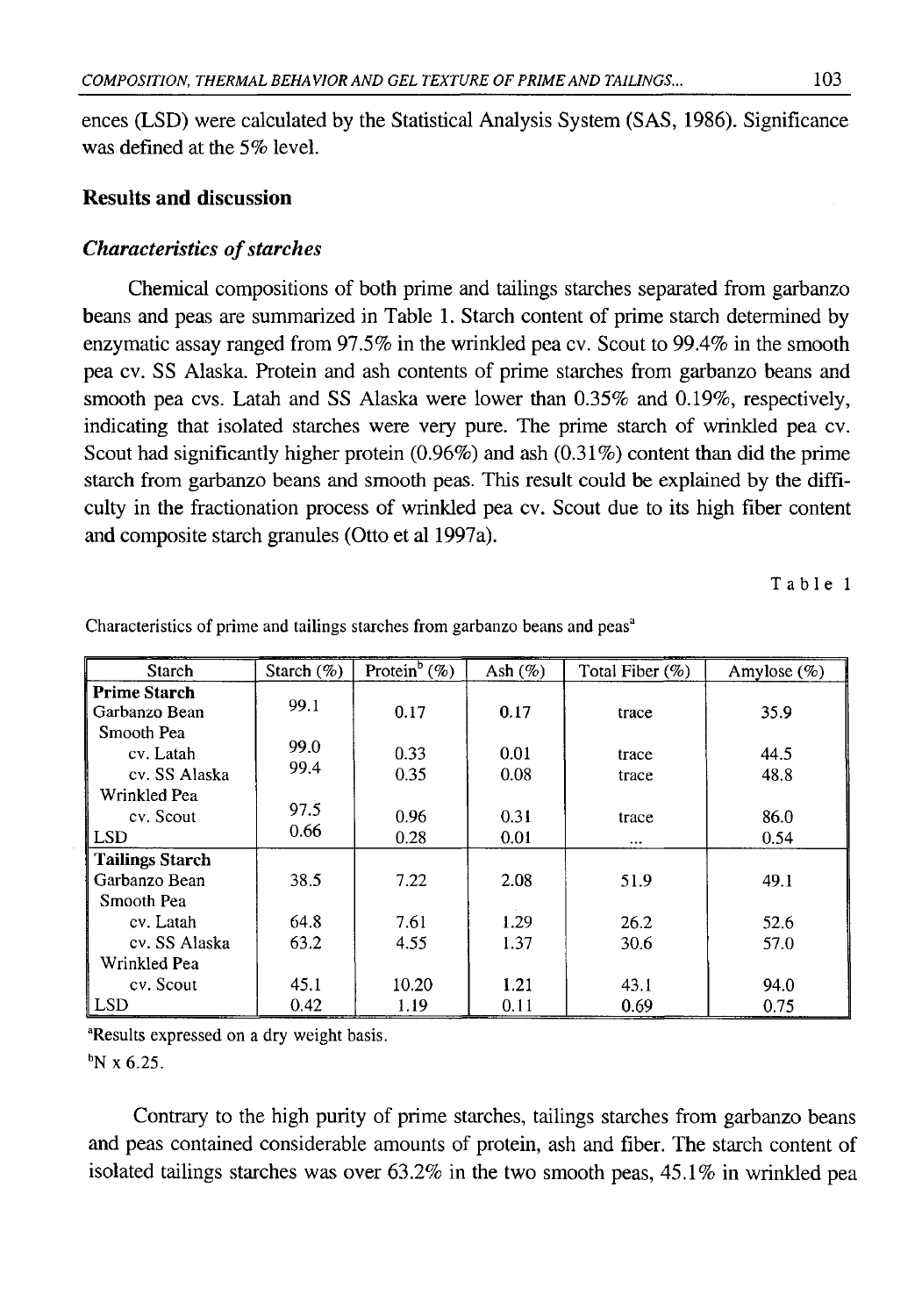ences (LSD) were calculated by the Statistical Analysis System (SAS, 1986). Significance was defined at the 5% level.

## Results and discussion

### *Characteristics of starches*

Chemical compositions of both prime and tailings starches separated from garbanzo beans and peas are summarized in Table 1. Starch content of prime starch determined by enzymatic assay ranged from 97.5% in the wrinkled pea cv. Scout to 99.4% in the smooth pea cv. SS Alaska. Protein and ash contents of prime starches from garbanzo beans and smooth pea cvs. Latah and SS Alaska were lower than 0.35% and 0.19%, respectively, indicating that isolated starches were very pure. The prime starch of wrinkled pea cv. Scout had significantly higher protein (0.96%) and ash (0.31%) content than did the prime starch from garbanzo beans and smooth peas. This result could be explained by the difficulty in the fractionation process of wrinkled pea cv. Scout due to its high fiber content and composite starch granules (Otto et al 1997a).

Table 1

Characteristics of prime and tailings starches from garbanzo beans and peas[a]

| Starch | Starch (%) | Protein[b] (%) | Ash (%) | Total Fiber (%) | Amylose (%) |
|---|---|---|---|---|---|
| **Prime Starch** | | | | | |
| Garbanzo Bean | 99.1 | 0.17 | 0.17 | trace | 35.9 |
| Smooth Pea | | | | | |
| cv. Latah | 99.0 | 0.33 | 0.01 | trace | 44.5 |
| cv. SS Alaska | 99.4 | 0.35 | 0.08 | trace | 48.8 |
| Wrinkled Pea | | | | | |
| cv. Scout | 97.5 | 0.96 | 0.31 | trace | 86.0 |
| LSD | 0.66 | 0.28 | 0.01 | ... | 0.54 |
| **Tailings Starch** | | | | | |
| Garbanzo Bean | 38.5 | 7.22 | 2.08 | 51.9 | 49.1 |
| Smooth Pea | | | | | |
| cv. Latah | 64.8 | 7.61 | 1.29 | 26.2 | 52.6 |
| cv. SS Alaska | 63.2 | 4.55 | 1.37 | 30.6 | 57.0 |
| Wrinkled Pea | | | | | |
| cv. Scout | 45.1 | 10.20 | 1.21 | 43.1 | 94.0 |
| LSD | 0.42 | 1.19 | 0.11 | 0.69 | 0.75 |

[a]Results expressed on a dry weight basis.

[b]N x 6.25.

Contrary to the high purity of prime starches, tailings starches from garbanzo beans and peas contained considerable amounts of protein, ash and fiber. The starch content of isolated tailings starches was over 63.2% in the two smooth peas, 45.1% in wrinkled pea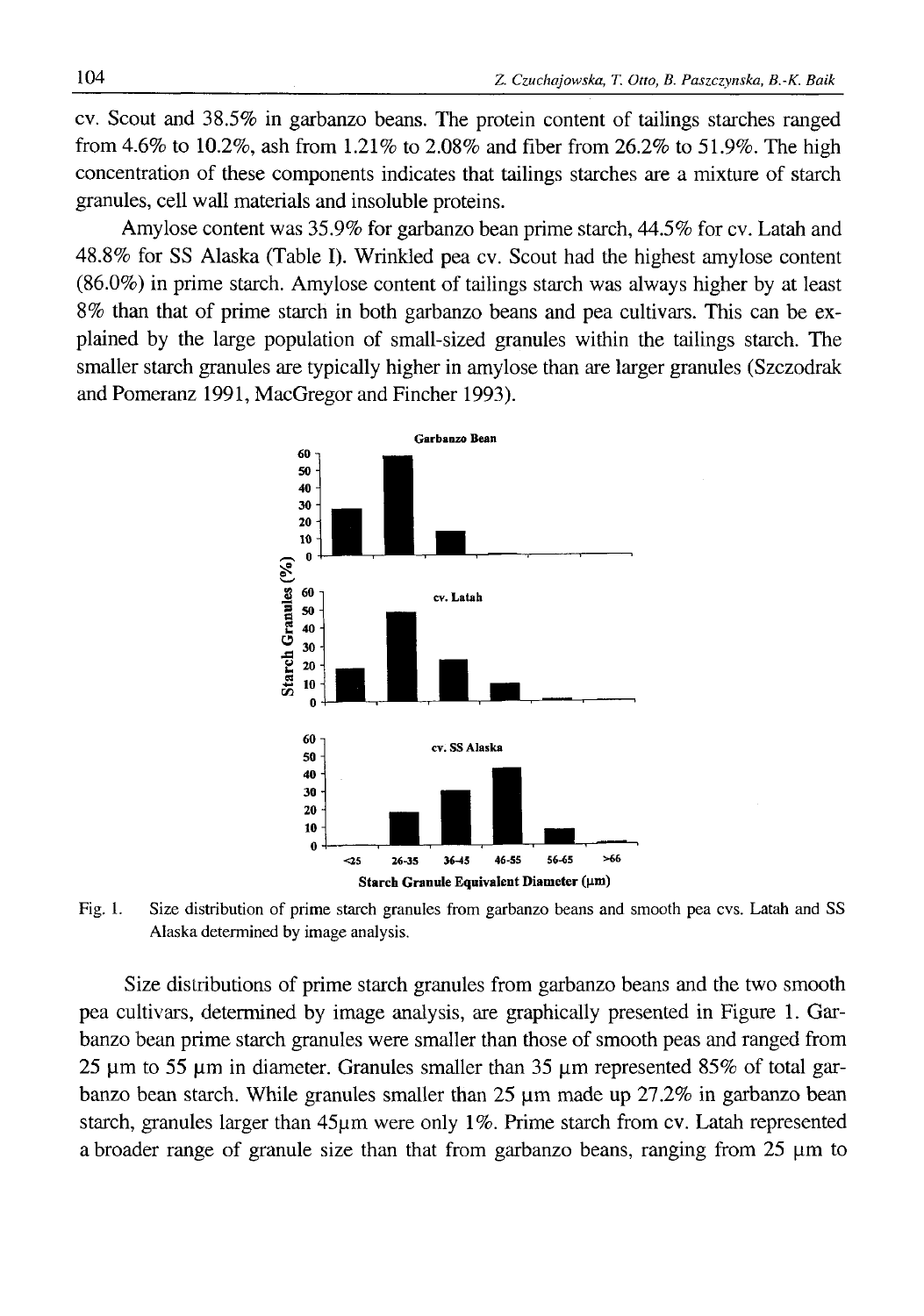cv. Scout and 38.5% in garbanzo beans. The protein content of tailings starches ranged from 4.6% to 10.2%, ash from 1.21% to 2.08% and fiber from 26.2% to 51.9%. The high concentration of these components indicates that tailings starches are a mixture of starch granules, cell wall materials and insoluble proteins.

Amylose content was 35.9% for garbanzo bean prime starch, 44.5% for cv. Latah and 48.8% for SS Alaska (Table I). Wrinkled pea cv. Scout had the highest amylose content (86.0%) in prime starch. Amylose content of tailings starch was always higher by at least 8% than that of prime starch in both garbanzo beans and pea cultivars. This can be explained by the large population of small-sized granules within the tailings starch. The smaller starch granules are typically higher in amylose than are larger granules (Szczodrak and Pomeranz 1991, MacGregor and Fincher 1993).

Fig. 1. Size distribution of prime starch granules from garbanzo beans and smooth pea cvs. Latah and SS Alaska determined by image analysis.

Size distributions of prime starch granules from garbanzo beans and the two smooth pea cultivars, determined by image analysis, are graphically presented in Figure 1. Garbanzo bean prime starch granules were smaller than those of smooth peas and ranged from 25 μm to 55 μm in diameter. Granules smaller than 35 μm represented 85% of total garbanzo bean starch. While granules smaller than 25 μm made up 27.2% in garbanzo bean starch, granules larger than 45μm were only 1%. Prime starch from cv. Latah represented a broader range of granule size than that from garbanzo beans, ranging from 25 μm to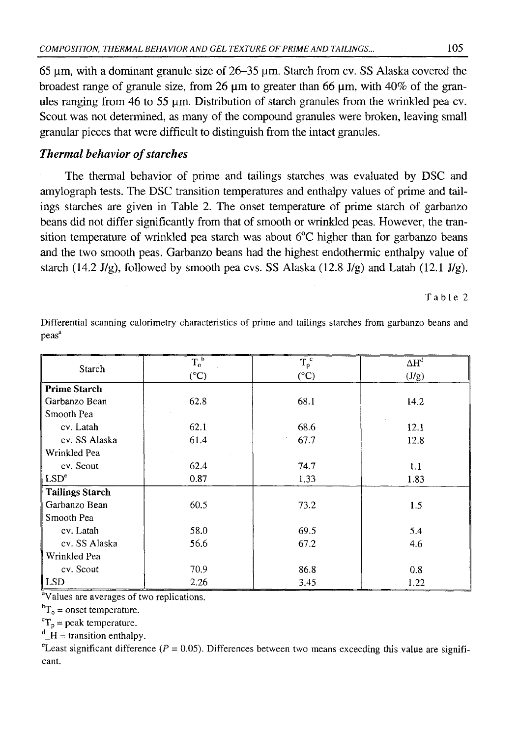65 μm, with a dominant granule size of 26–35 μm. Starch from cv. SS Alaska covered the broadest range of granule size, from 26 μm to greater than 66 μm, with 40% of the granules ranging from 46 to 55 μm. Distribution of starch granules from the wrinkled pea cv. Scout was not determined, as many of the compound granules were broken, leaving small granular pieces that were difficult to distinguish from the intact granules.

### *Thermal behavior of starches*

The thermal behavior of prime and tailings starches was evaluated by DSC and amylograph tests. The DSC transition temperatures and enthalpy values of prime and tailings starches are given in Table 2. The onset temperature of prime starch of garbanzo beans did not differ significantly from that of smooth or wrinkled peas. However, the transition temperature of wrinkled pea starch was about 6°C higher than for garbanzo beans and the two smooth peas. Garbanzo beans had the highest endothermic enthalpy value of starch (14.2 J/g), followed by smooth pea cvs. SS Alaska (12.8 J/g) and Latah (12.1 J/g).

Table 2

Differential scanning calorimetry characteristics of prime and tailings starches from garbanzo beans and peas[a]

| Starch | $T_o$[b] (°C) | $T_p$[c] (°C) | ΔH[d] (J/g) |
|---|---|---|---|
| **Prime Starch** | | | |
| Garbanzo Bean | 62.8 | 68.1 | 14.2 |
| Smooth Pea | | | |
| cv. Latah | 62.1 | 68.6 | 12.1 |
| cv. SS Alaska | 61.4 | 67.7 | 12.8 |
| Wrinkled Pea | | | |
| cv. Scout | 62.4 | 74.7 | 1.1 |
| LSD[e] | 0.87 | 1.33 | 1.83 |
| **Tailings Starch** | | | |
| Garbanzo Bean | 60.5 | 73.2 | 1.5 |
| Smooth Pea | | | |
| cv. Latah | 58.0 | 69.5 | 5.4 |
| cv. SS Alaska | 56.6 | 67.2 | 4.6 |
| Wrinkled Pea | | | |
| cv. Scout | 70.9 | 86.8 | 0.8 |
| LSD | 2.26 | 3.45 | 1.22 |

[a]Values are averages of two replications.

[b]$T_o$ = onset temperature.

[c]$T_p$ = peak temperature.

[d]_H = transition enthalpy.

[e]Least significant difference ($P = 0.05$). Differences between two means exceeding this value are significant.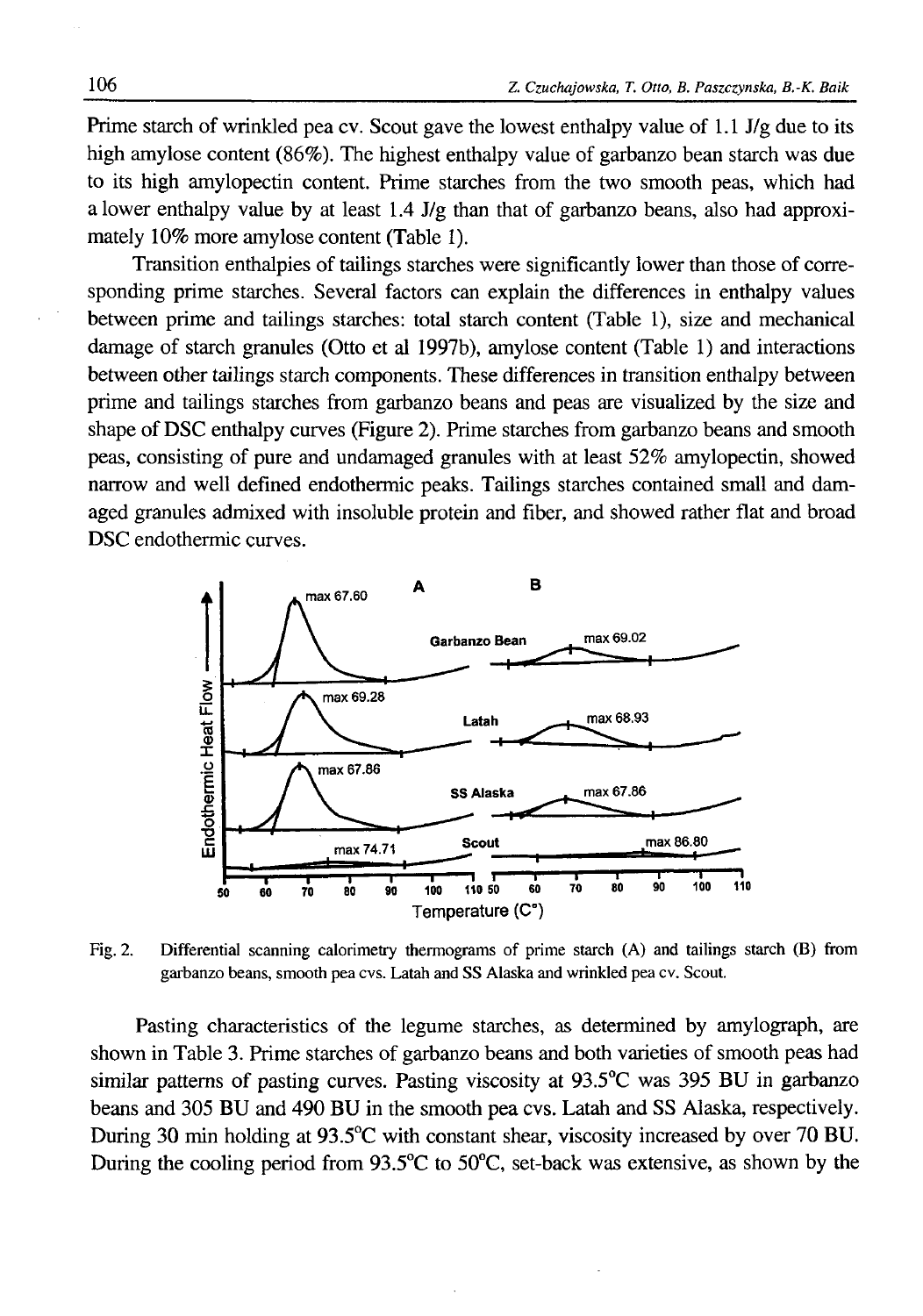Prime starch of wrinkled pea cv. Scout gave the lowest enthalpy value of 1.1 J/g due to its high amylose content (86%). The highest enthalpy value of garbanzo bean starch was due to its high amylopectin content. Prime starches from the two smooth peas, which had a lower enthalpy value by at least 1.4 J/g than that of garbanzo beans, also had approximately 10% more amylose content (Table 1).

Transition enthalpies of tailings starches were significantly lower than those of corresponding prime starches. Several factors can explain the differences in enthalpy values between prime and tailings starches: total starch content (Table 1), size and mechanical damage of starch granules (Otto et al 1997b), amylose content (Table 1) and interactions between other tailings starch components. These differences in transition enthalpy between prime and tailings starches from garbanzo beans and peas are visualized by the size and shape of DSC enthalpy curves (Figure 2). Prime starches from garbanzo beans and smooth peas, consisting of pure and undamaged granules with at least 52% amylopectin, showed narrow and well defined endothermic peaks. Tailings starches contained small and damaged granules admixed with insoluble protein and fiber, and showed rather flat and broad DSC endothermic curves.

Fig. 2. Differential scanning calorimetry thermograms of prime starch (A) and tailings starch (B) from garbanzo beans, smooth pea cvs. Latah and SS Alaska and wrinkled pea cv. Scout.

Pasting characteristics of the legume starches, as determined by amylograph, are shown in Table 3. Prime starches of garbanzo beans and both varieties of smooth peas had similar patterns of pasting curves. Pasting viscosity at 93.5°C was 395 BU in garbanzo beans and 305 BU and 490 BU in the smooth pea cvs. Latah and SS Alaska, respectively. During 30 min holding at 93.5°C with constant shear, viscosity increased by over 70 BU. During the cooling period from 93.5°C to 50°C, set-back was extensive, as shown by the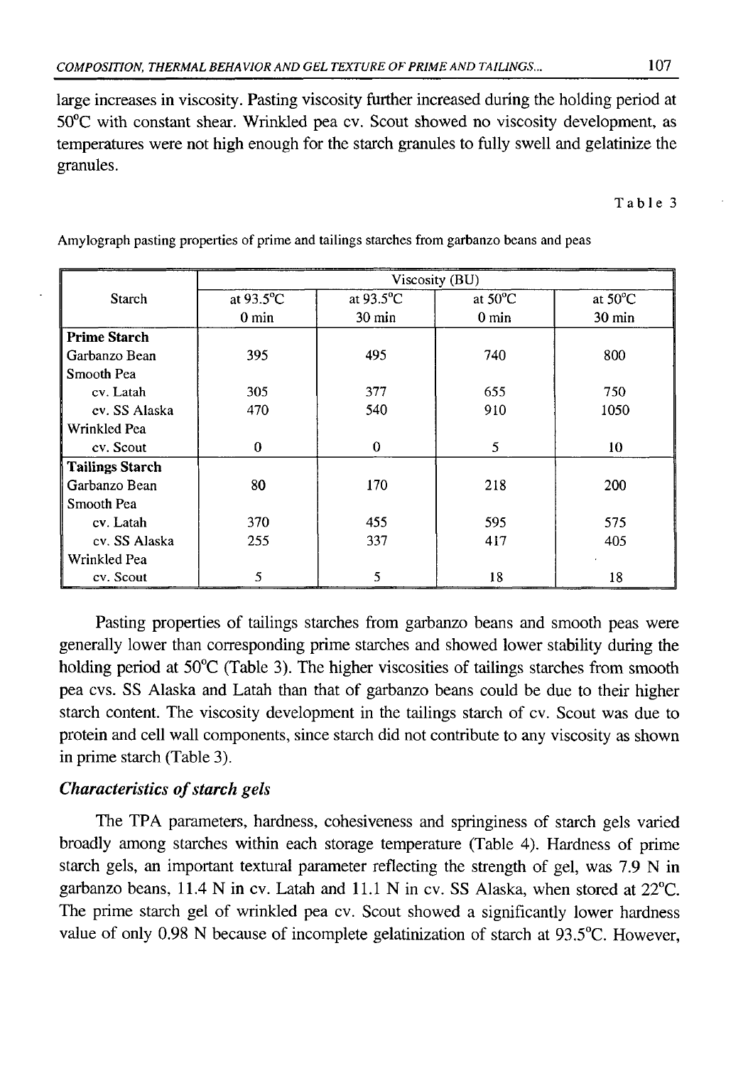large increases in viscosity. Pasting viscosity further increased during the holding period at 50°C with constant shear. Wrinkled pea cv. Scout showed no viscosity development, as temperatures were not high enough for the starch granules to fully swell and gelatinize the granules.

Table 3

Amylograph pasting properties of prime and tailings starches from garbanzo beans and peas

| Starch | Viscosity (BU) | | | |
|---|---|---|---|---|
| | at 93.5°C 0 min | at 93.5°C 30 min | at 50°C 0 min | at 50°C 30 min |
| **Prime Starch** | | | | |
| Garbanzo Bean | 395 | 495 | 740 | 800 |
| Smooth Pea | | | | |
| cv. Latah | 305 | 377 | 655 | 750 |
| cv. SS Alaska | 470 | 540 | 910 | 1050 |
| Wrinkled Pea | | | | |
| cv. Scout | 0 | 0 | 5 | 10 |
| **Tailings Starch** | | | | |
| Garbanzo Bean | 80 | 170 | 218 | 200 |
| Smooth Pea | | | | |
| cv. Latah | 370 | 455 | 595 | 575 |
| cv. SS Alaska | 255 | 337 | 417 | 405 |
| Wrinkled Pea | | | | |
| cv. Scout | 5 | 5 | 18 | 18 |

Pasting properties of tailings starches from garbanzo beans and smooth peas were generally lower than corresponding prime starches and showed lower stability during the holding period at 50°C (Table 3). The higher viscosities of tailings starches from smooth pea cvs. SS Alaska and Latah than that of garbanzo beans could be due to their higher starch content. The viscosity development in the tailings starch of cv. Scout was due to protein and cell wall components, since starch did not contribute to any viscosity as shown in prime starch (Table 3).

### *Characteristics of starch gels*

The TPA parameters, hardness, cohesiveness and springiness of starch gels varied broadly among starches within each storage temperature (Table 4). Hardness of prime starch gels, an important textural parameter reflecting the strength of gel, was 7.9 N in garbanzo beans, 11.4 N in cv. Latah and 11.1 N in cv. SS Alaska, when stored at 22°C. The prime starch gel of wrinkled pea cv. Scout showed a significantly lower hardness value of only 0.98 N because of incomplete gelatinization of starch at 93.5°C. However,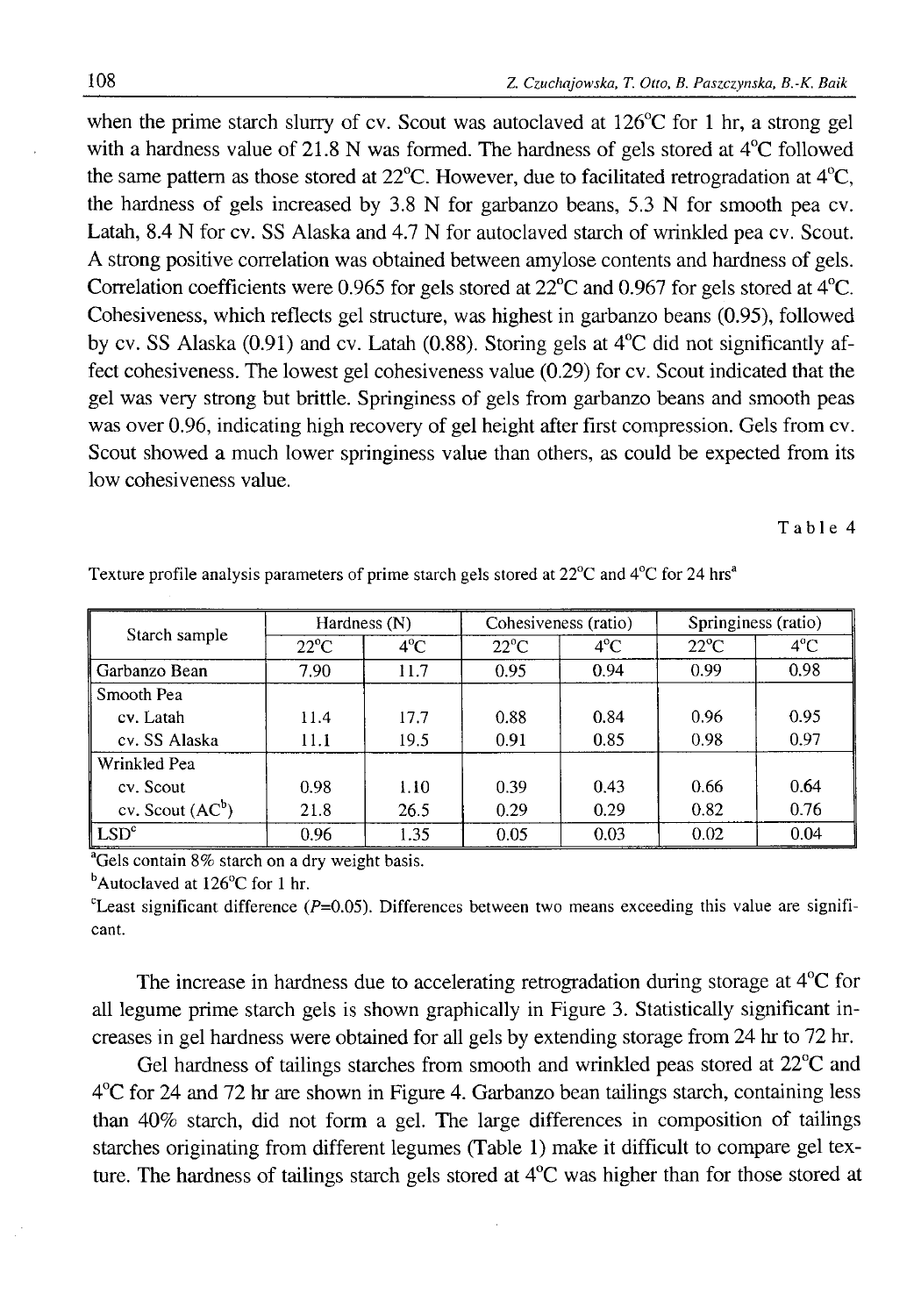when the prime starch slurry of cv. Scout was autoclaved at 126°C for 1 hr, a strong gel with a hardness value of 21.8 N was formed. The hardness of gels stored at 4°C followed the same pattern as those stored at 22°C. However, due to facilitated retrogradation at 4°C, the hardness of gels increased by 3.8 N for garbanzo beans, 5.3 N for smooth pea cv. Latah, 8.4 N for cv. SS Alaska and 4.7 N for autoclaved starch of wrinkled pea cv. Scout. A strong positive correlation was obtained between amylose contents and hardness of gels. Correlation coefficients were 0.965 for gels stored at 22°C and 0.967 for gels stored at 4°C. Cohesiveness, which reflects gel structure, was highest in garbanzo beans (0.95), followed by cv. SS Alaska (0.91) and cv. Latah (0.88). Storing gels at 4°C did not significantly affect cohesiveness. The lowest gel cohesiveness value (0.29) for cv. Scout indicated that the gel was very strong but brittle. Springiness of gels from garbanzo beans and smooth peas was over 0.96, indicating high recovery of gel height after first compression. Gels from cv. Scout showed a much lower springiness value than others, as could be expected from its low cohesiveness value.

Table 4

Texture profile analysis parameters of prime starch gels stored at 22°C and 4°C for 24 hrs[a]

| Starch sample | Hardness (N) | | Cohesiveness (ratio) | | Springiness (ratio) | |
|---|---|---|---|---|---|---|
| | 22°C | 4°C | 22°C | 4°C | 22°C | 4°C |
| Garbanzo Bean | 7.90 | 11.7 | 0.95 | 0.94 | 0.99 | 0.98 |
| Smooth Pea | | | | | | |
| cv. Latah | 11.4 | 17.7 | 0.88 | 0.84 | 0.96 | 0.95 |
| cv. SS Alaska | 11.1 | 19.5 | 0.91 | 0.85 | 0.98 | 0.97 |
| Wrinkled Pea | | | | | | |
| cv. Scout | 0.98 | 1.10 | 0.39 | 0.43 | 0.66 | 0.64 |
| cv. Scout (AC[b]) | 21.8 | 26.5 | 0.29 | 0.29 | 0.82 | 0.76 |
| LSD[c] | 0.96 | 1.35 | 0.05 | 0.03 | 0.02 | 0.04 |

[a]Gels contain 8% starch on a dry weight basis.

[b]Autoclaved at 126°C for 1 hr.

[c]Least significant difference ($P$=0.05). Differences between two means exceeding this value are significant.

The increase in hardness due to accelerating retrogradation during storage at 4°C for all legume prime starch gels is shown graphically in Figure 3. Statistically significant increases in gel hardness were obtained for all gels by extending storage from 24 hr to 72 hr.

Gel hardness of tailings starches from smooth and wrinkled peas stored at 22°C and 4°C for 24 and 72 hr are shown in Figure 4. Garbanzo bean tailings starch, containing less than 40% starch, did not form a gel. The large differences in composition of tailings starches originating from different legumes (Table 1) make it difficult to compare gel texture. The hardness of tailings starch gels stored at 4°C was higher than for those stored at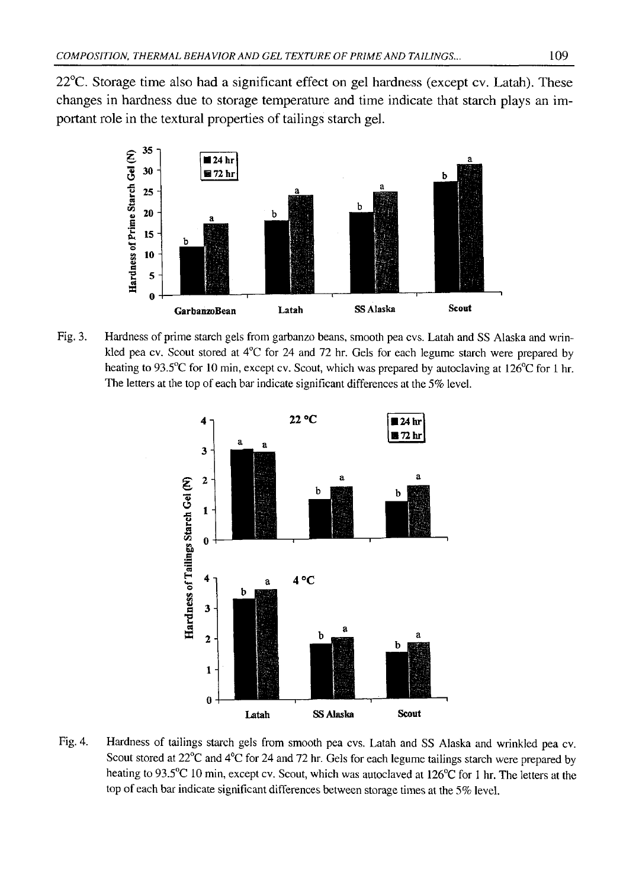22°C. Storage time also had a significant effect on gel hardness (except cv. Latah). These changes in hardness due to storage temperature and time indicate that starch plays an important role in the textural properties of tailings starch gel.

Fig. 3. Hardness of prime starch gels from garbanzo beans, smooth pea cvs. Latah and SS Alaska and wrinkled pea cv. Scout stored at 4°C for 24 and 72 hr. Gels for each legume starch were prepared by heating to 93.5°C for 10 min, except cv. Scout, which was prepared by autoclaving at 126°C for 1 hr. The letters at the top of each bar indicate significant differences at the 5% level.

Fig. 4. Hardness of tailings starch gels from smooth pea cvs. Latah and SS Alaska and wrinkled pea cv. Scout stored at 22°C and 4°C for 24 and 72 hr. Gels for each legume tailings starch were prepared by heating to 93.5°C 10 min, except cv. Scout, which was autoclaved at 126°C for 1 hr. The letters at the top of each bar indicate significant differences between storage times at the 5% level.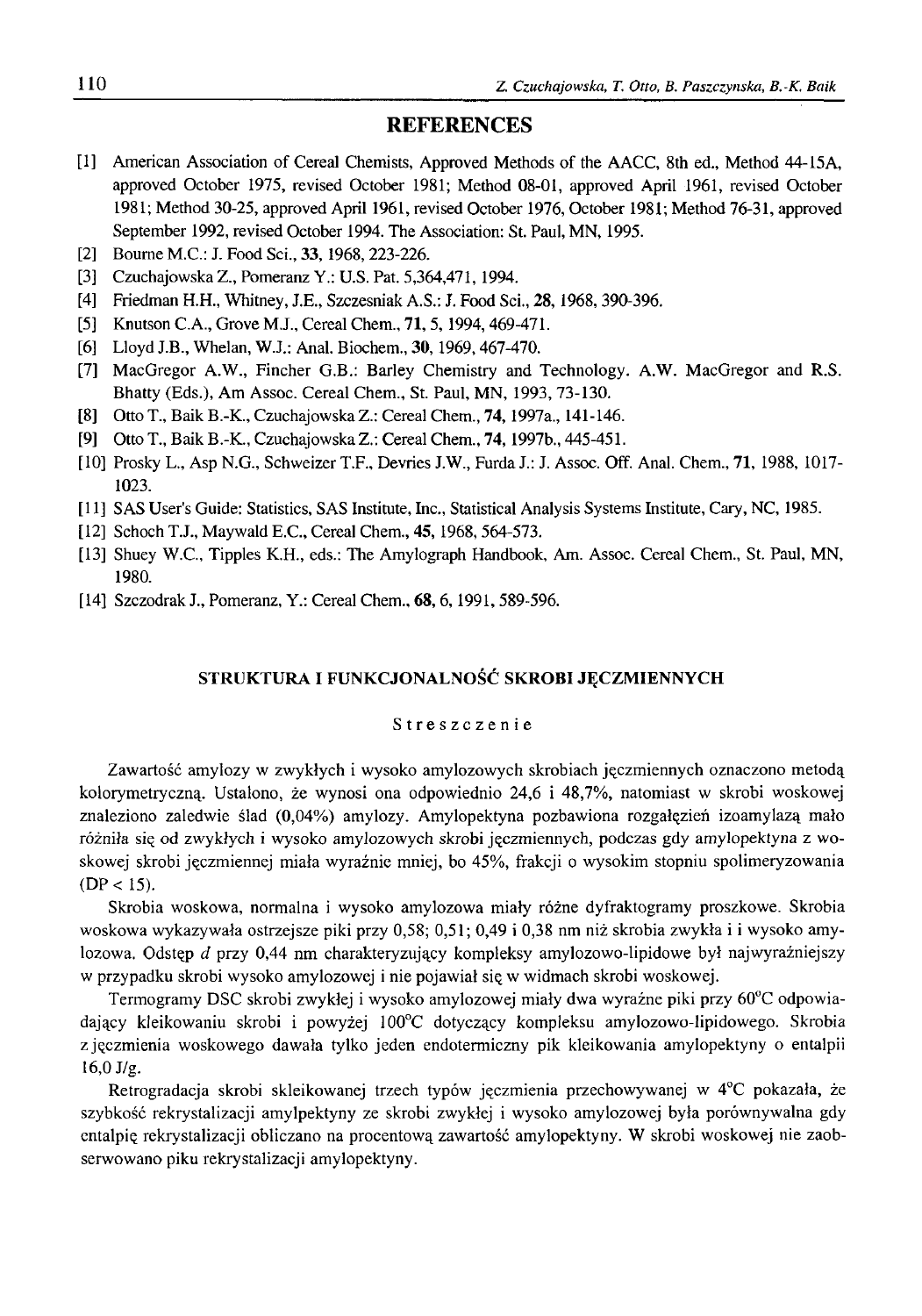## REFERENCES

[1] American Association of Cereal Chemists, Approved Methods of the AACC, 8th ed., Method 44-15A, approved October 1975, revised October 1981; Method 08-01, approved April 1961, revised October 1981; Method 30-25, approved April 1961, revised October 1976, October 1981; Method 76-31, approved September 1992, revised October 1994. The Association: St. Paul, MN, 1995.

[2] Bourne M.C.: J. Food Sci., **33**, 1968, 223-226.

[3] Czuchajowska Z., Pomeranz Y.: U.S. Pat. 5,364,471, 1994.

[4] Friedman H.H., Whitney, J.E., Szczesniak A.S.: J. Food Sci., **28**, 1968, 390-396.

[5] Knutson C.A., Grove M.J., Cereal Chem., **71**, 5, 1994, 469-471.

[6] Lloyd J.B., Whelan, W.J.: Anal. Biochem., **30**, 1969, 467-470.

[7] MacGregor A.W., Fincher G.B.: Barley Chemistry and Technology. A.W. MacGregor and R.S. Bhatty (Eds.), Am Assoc. Cereal Chem., St. Paul, MN, 1993, 73-130.

[8] Otto T., Baik B.-K., Czuchajowska Z.: Cereal Chem., **74**, 1997a., 141-146.

[9] Otto T., Baik B.-K., Czuchajowska Z.: Cereal Chem., **74**, 1997b., 445-451.

[10] Prosky L., Asp N.G., Schweizer T.F., Devries J.W., Furda J.: J. Assoc. Off. Anal. Chem., **71**, 1988, 1017-1023.

[11] SAS User's Guide: Statistics, SAS Institute, Inc., Statistical Analysis Systems Institute, Cary, NC, 1985.

[12] Schoch T.J., Maywald E.C., Cereal Chem., **45**, 1968, 564-573.

[13] Shuey W.C., Tipples K.H., eds.: The Amylograph Handbook, Am. Assoc. Cereal Chem., St. Paul, MN, 1980.

[14] Szczodrak J., Pomeranz, Y.: Cereal Chem., **68**, 6, 1991, 589-596.

## STRUKTURA I FUNKCJONALNOŚĆ SKROBI JĘCZMIENNYCH

### Streszczenie

Zawartość amylozy w zwykłych i wysoko amylozowych skrobiach jęczmiennych oznaczono metodą kolorymetryczną. Ustalono, że wynosi ona odpowiednio 24,6 i 48,7%, natomiast w skrobi woskowej znaleziono zaledwie ślad (0,04%) amylozy. Amylopektyna pozbawiona rozgałęzień izoamylazą mało różniła się od zwykłych i wysoko amylozowych skrobi jęczmiennych, podczas gdy amylopektyna z woskowej skrobi jęczmiennej miała wyraźnie mniej, bo 45%, frakcji o wysokim stopniu spolimeryzowania (DP < 15).

Skrobia woskowa, normalna i wysoko amylozowa miały różne dyfraktogramy proszkowe. Skrobia woskowa wykazywała ostrzejsze piki przy 0,58; 0,51; 0,49 i 0,38 nm niż skrobia zwykła i i wysoko amylozowa. Odstęp *d* przy 0,44 nm charakteryzujący kompleksy amylozowo-lipidowe był najwyraźniejszy w przypadku skrobi wysoko amylozowej i nie pojawiał się w widmach skrobi woskowej.

Termogramy DSC skrobi zwykłej i wysoko amylozowej miały dwa wyraźne piki przy 60°C odpowiadający kleikowaniu skrobi i powyżej 100°C dotyczący kompleksu amylozowo-lipidowego. Skrobia z jęczmienia woskowego dawała tylko jeden endotermiczny pik kleikowania amylopektyny o entalpii 16,0 J/g.

Retrogradacja skrobi skleikowanej trzech typów jęczmienia przechowywanej w 4°C pokazała, że szybkość rekrystalizacji amylpektyny ze skrobi zwykłej i wysoko amylozowej była porównywalna gdy entalpię rekrystalizacji obliczano na procentową zawartość amylopektyny. W skrobi woskowej nie zaobserwowano piku rekrystalizacji amylopektyny.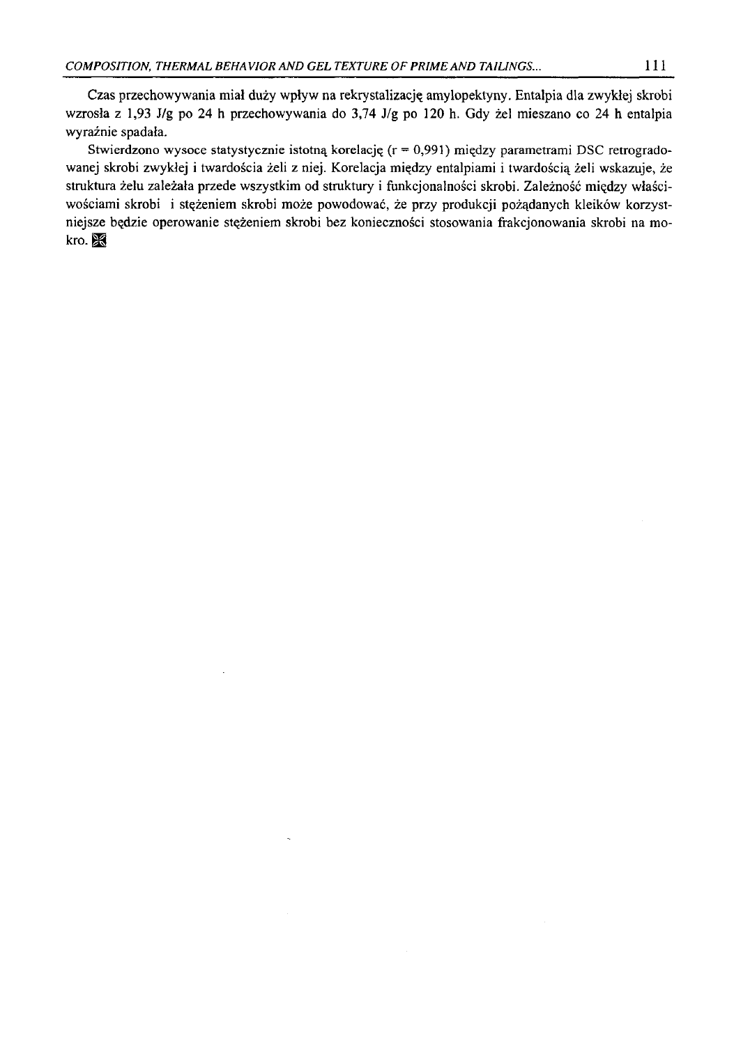Czas przechowywania miał duży wpływ na rekrystalizację amylopektyny. Entalpia dla zwykłej skrobi wzrosła z 1,93 J/g po 24 h przechowywania do 3,74 J/g po 120 h. Gdy żel mieszano co 24 h entalpia wyraźnie spadała.

Stwierdzono wysoce statystycznie istotną korelację ($r = 0,991$) między parametrami DSC retrogradowanej skrobi zwykłej i twardością żeli z niej. Korelacja między entalpiami i twardością żeli wskazuje, że struktura żelu zależała przede wszystkim od struktury i funkcjonalności skrobi. Zależność między właściwościami skrobi i stężeniem skrobi może powodować, że przy produkcji pożądanych kleików korzystniejsze będzie operowanie stężeniem skrobi bez konieczności stosowania frakcjonowania skrobi na mokro.